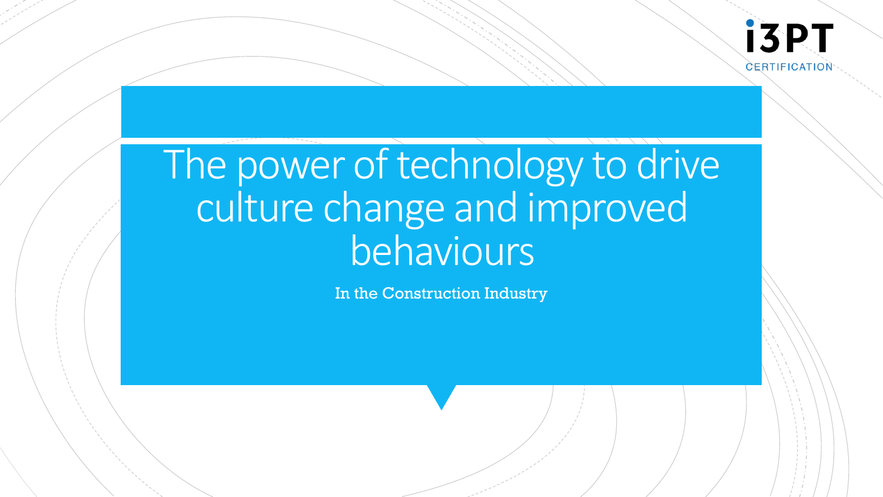i3PT CERTIFICATION

# The power of technology to drive culture change and improved behaviours

In the Construction Industry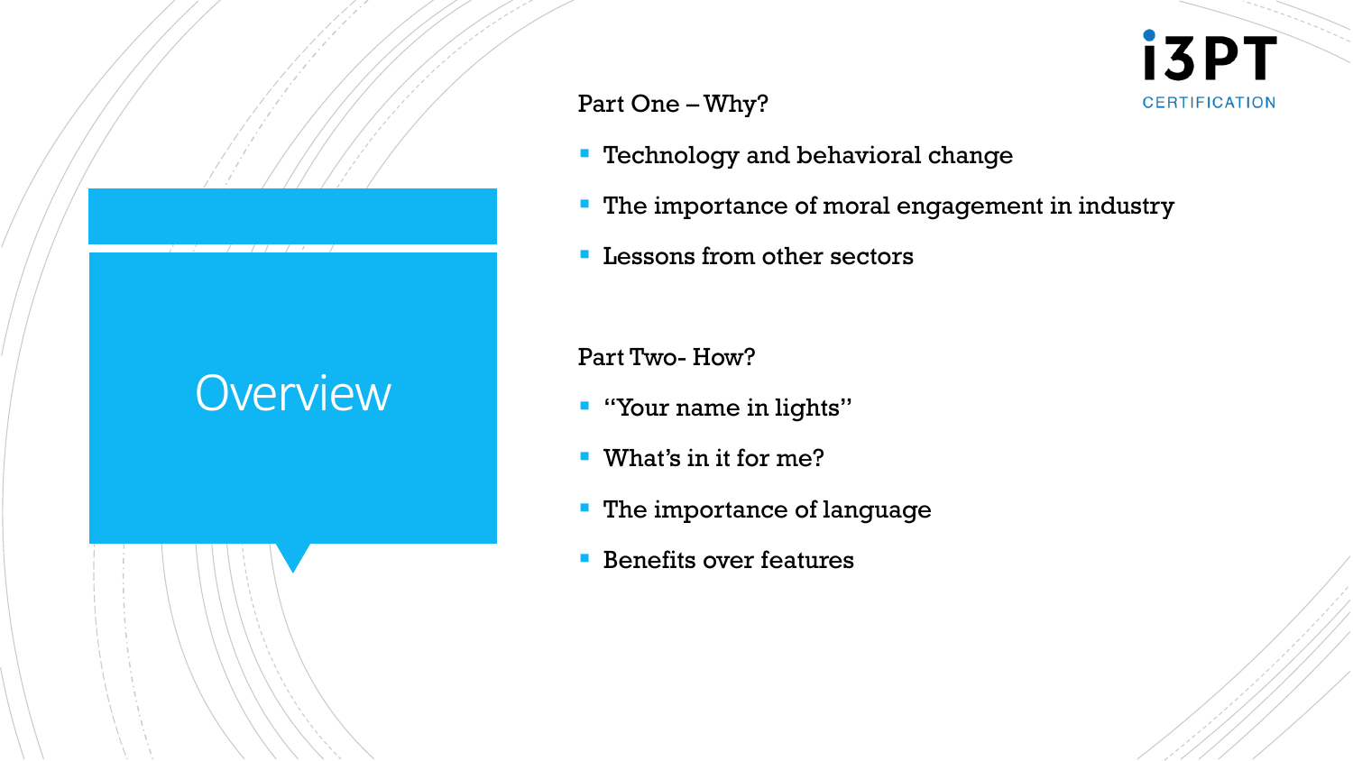# Overview

Part One – Why?

- Technology and behavioral change
- The importance of moral engagement in industry
- Lessons from other sectors

Part Two- How?

- "Your name in lights"
- What's in it for me?
- The importance of language
- Benefits over features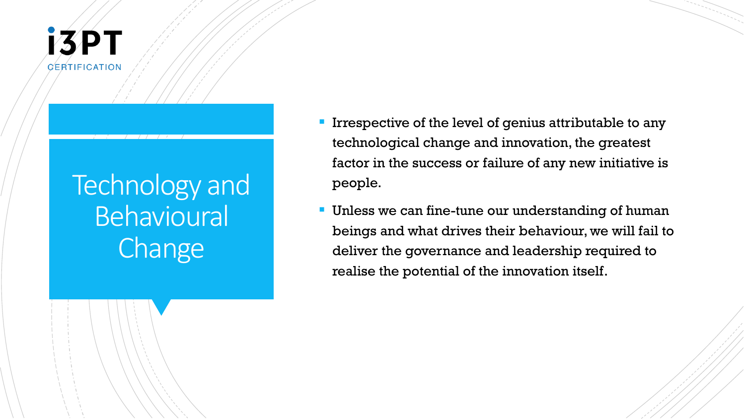# Technology and Behavioural Change

- Irrespective of the level of genius attributable to any technological change and innovation, the greatest factor in the success or failure of any new initiative is people.
- Unless we can fine-tune our understanding of human beings and what drives their behaviour, we will fail to deliver the governance and leadership required to realise the potential of the innovation itself.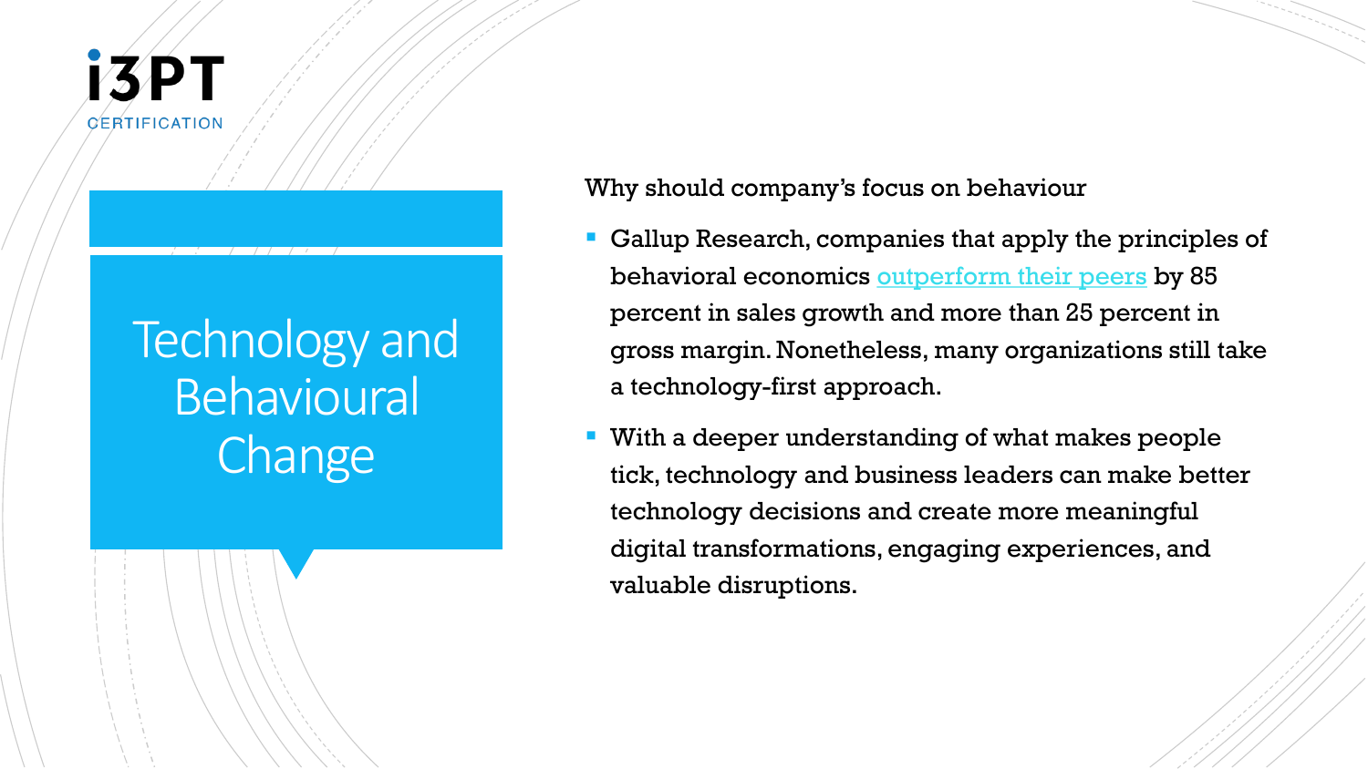# Technology and Behavioural Change

Why should company's focus on behaviour

- Gallup Research, companies that apply the principles of behavioral economics outperform their peers by 85 percent in sales growth and more than 25 percent in gross margin. Nonetheless, many organizations still take a technology-first approach.
- With a deeper understanding of what makes people tick, technology and business leaders can make better technology decisions and create more meaningful digital transformations, engaging experiences, and valuable disruptions.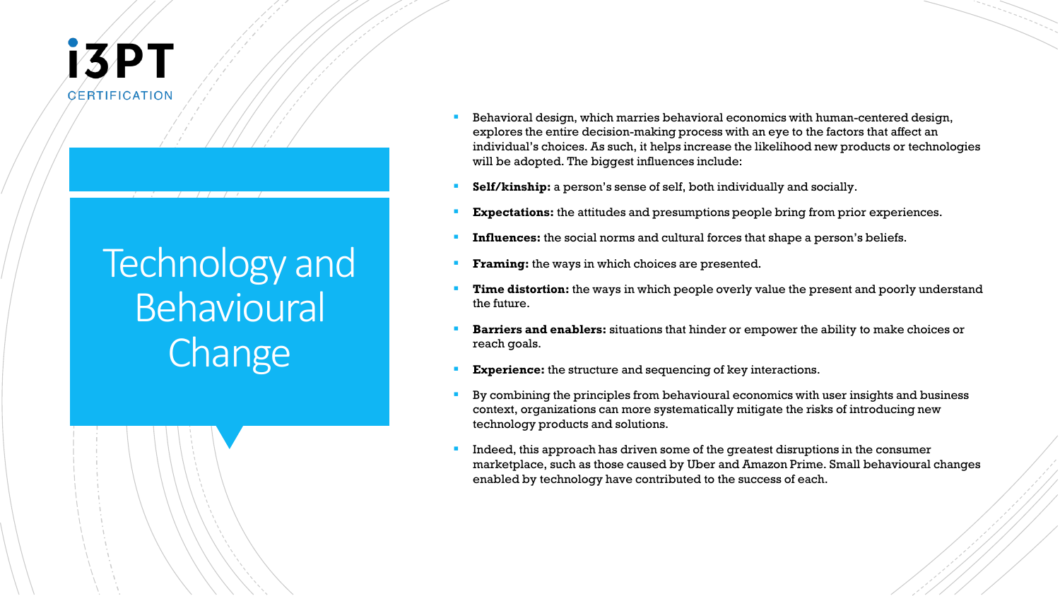# Technology and Behavioural Change

- Behavioral design, which marries behavioral economics with human-centered design, explores the entire decision-making process with an eye to the factors that affect an individual's choices. As such, it helps increase the likelihood new products or technologies will be adopted. The biggest influences include:
- **Self/kinship:** a person's sense of self, both individually and socially.
- **Expectations:** the attitudes and presumptions people bring from prior experiences.
- **Influences:** the social norms and cultural forces that shape a person's beliefs.
- **Framing:** the ways in which choices are presented.
- **Time distortion:** the ways in which people overly value the present and poorly understand the future.
- **Barriers and enablers:** situations that hinder or empower the ability to make choices or reach goals.
- **Experience:** the structure and sequencing of key interactions.
- By combining the principles from behavioural economics with user insights and business context, organizations can more systematically mitigate the risks of introducing new technology products and solutions.
- Indeed, this approach has driven some of the greatest disruptions in the consumer marketplace, such as those caused by Uber and Amazon Prime. Small behavioural changes enabled by technology have contributed to the success of each.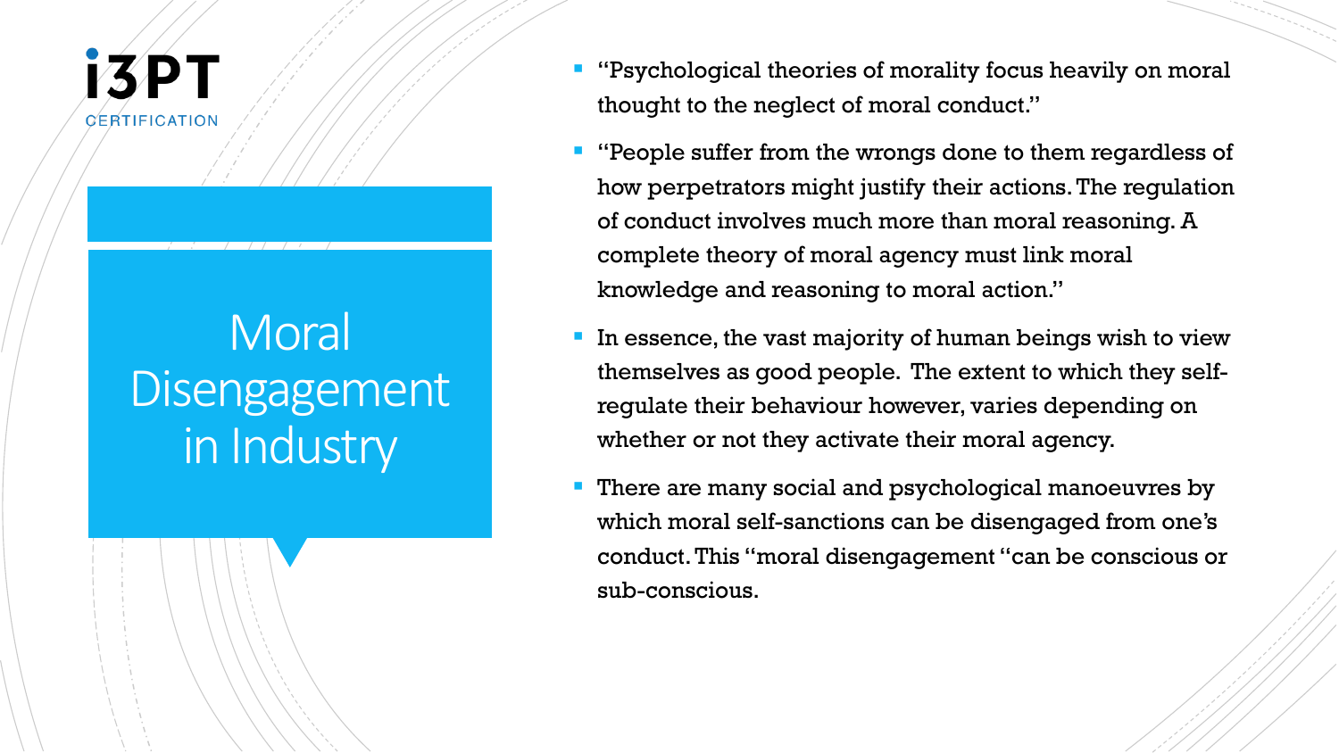# Moral Disengagement in Industry

- "Psychological theories of morality focus heavily on moral thought to the neglect of moral conduct."
- "People suffer from the wrongs done to them regardless of how perpetrators might justify their actions. The regulation of conduct involves much more than moral reasoning. A complete theory of moral agency must link moral knowledge and reasoning to moral action."
- In essence, the vast majority of human beings wish to view themselves as good people. The extent to which they self-regulate their behaviour however, varies depending on whether or not they activate their moral agency.
- There are many social and psychological manoeuvres by which moral self-sanctions can be disengaged from one's conduct. This "moral disengagement "can be conscious or sub-conscious.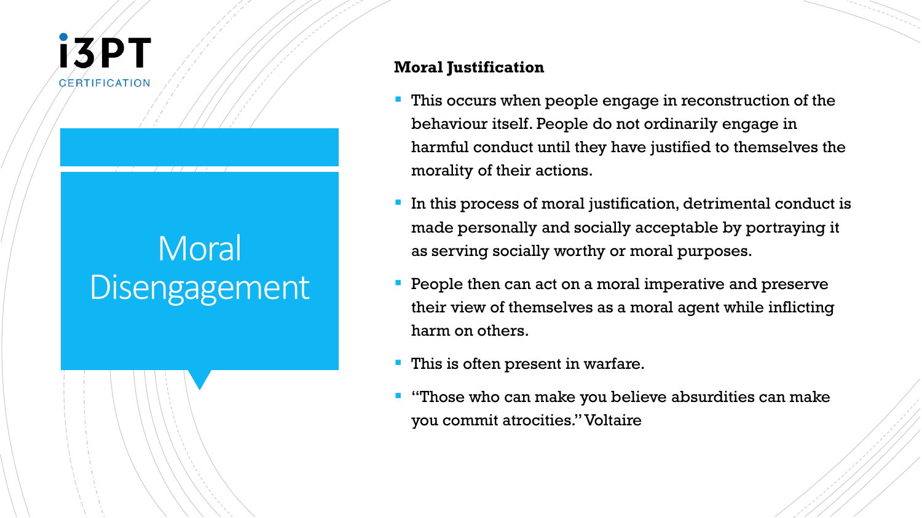# Moral Disengagement

**Moral Justification**

- This occurs when people engage in reconstruction of the behaviour itself. People do not ordinarily engage in harmful conduct until they have justified to themselves the morality of their actions.
- In this process of moral justification, detrimental conduct is made personally and socially acceptable by portraying it as serving socially worthy or moral purposes.
- People then can act on a moral imperative and preserve their view of themselves as a moral agent while inflicting harm on others.
- This is often present in warfare.
- "Those who can make you believe absurdities can make you commit atrocities." Voltaire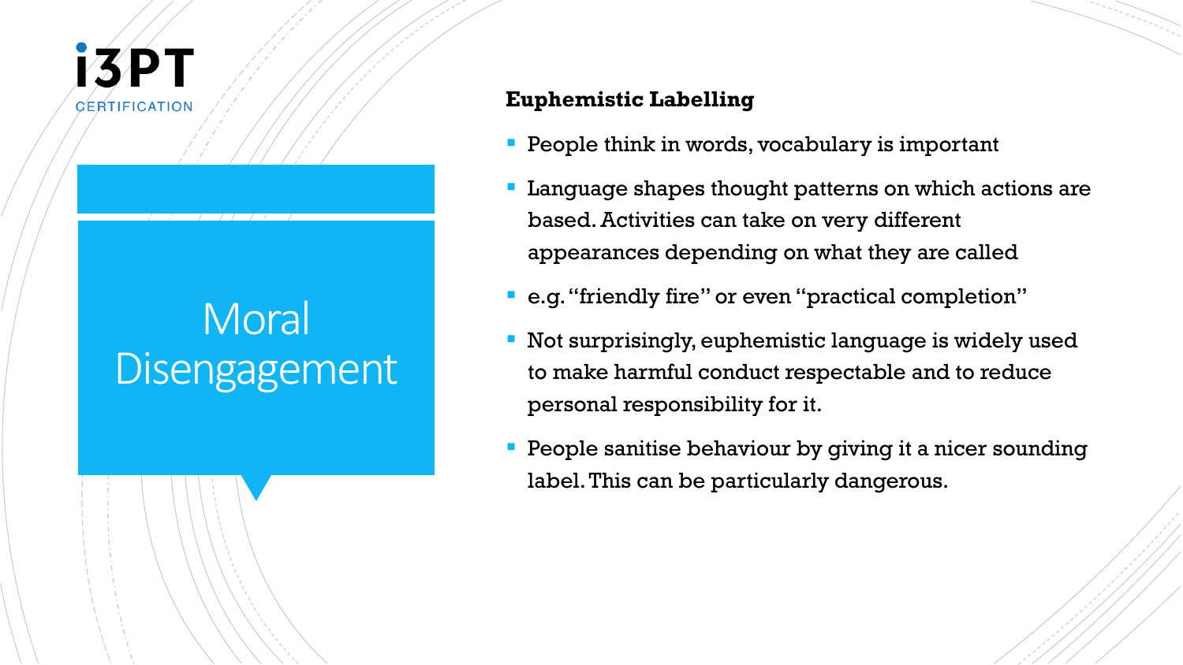# Moral Disengagement

**Euphemistic Labelling**

- People think in words, vocabulary is important
- Language shapes thought patterns on which actions are based. Activities can take on very different appearances depending on what they are called
- e.g. "friendly fire" or even "practical completion"
- Not surprisingly, euphemistic language is widely used to make harmful conduct respectable and to reduce personal responsibility for it.
- People sanitise behaviour by giving it a nicer sounding label. This can be particularly dangerous.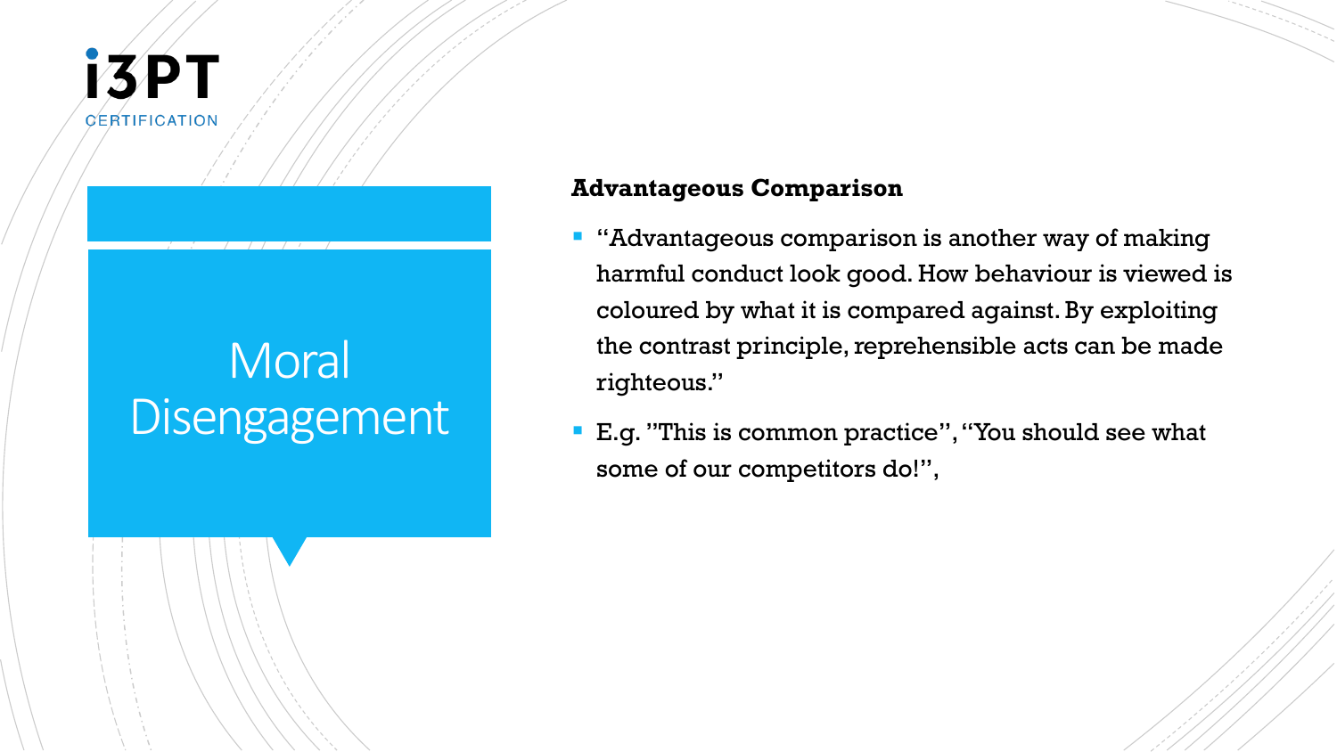# Moral Disengagement

**Advantageous Comparison**

- "Advantageous comparison is another way of making harmful conduct look good. How behaviour is viewed is coloured by what it is compared against. By exploiting the contrast principle, reprehensible acts can be made righteous."
- E.g. "This is common practice", "You should see what some of our competitors do!",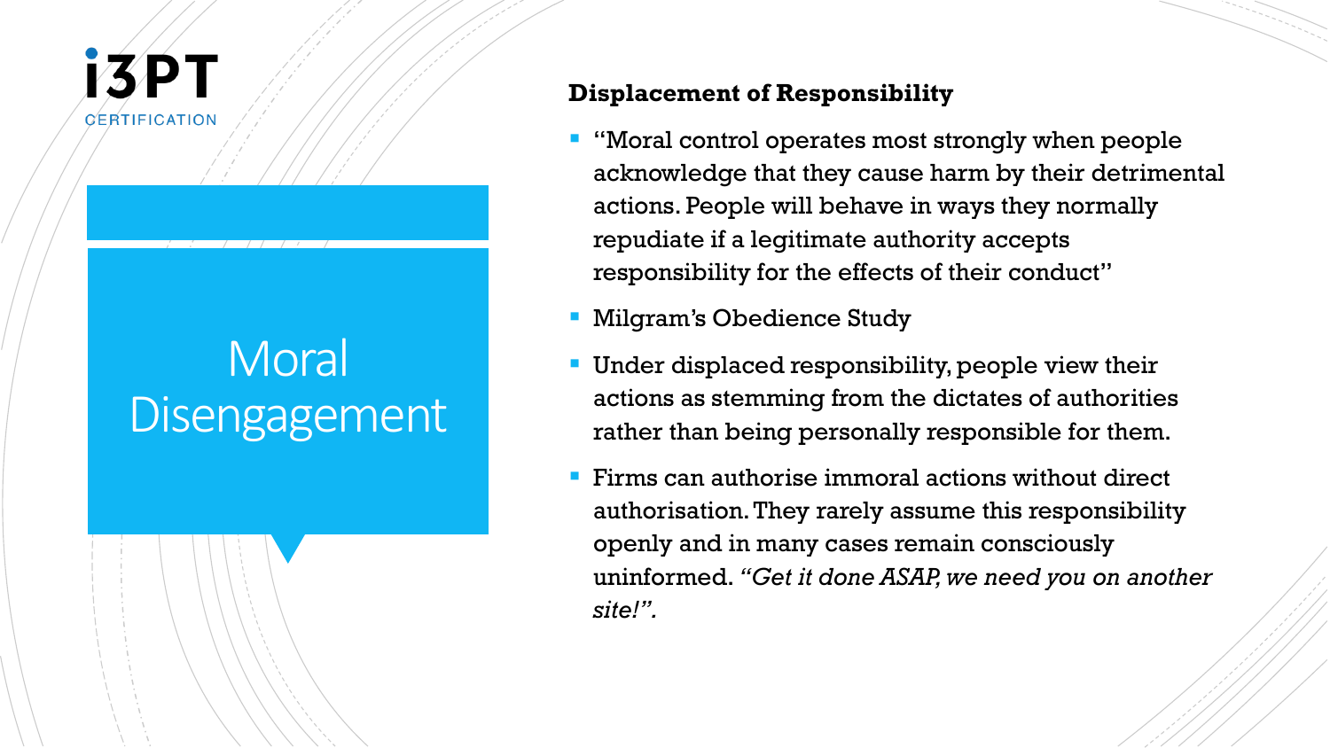# Moral Disengagement

## Displacement of Responsibility

- "Moral control operates most strongly when people acknowledge that they cause harm by their detrimental actions. People will behave in ways they normally repudiate if a legitimate authority accepts responsibility for the effects of their conduct"
- Milgram's Obedience Study
- Under displaced responsibility, people view their actions as stemming from the dictates of authorities rather than being personally responsible for them.
- Firms can authorise immoral actions without direct authorisation. They rarely assume this responsibility openly and in many cases remain consciously uninformed. *"Get it done ASAP, we need you on another site!".*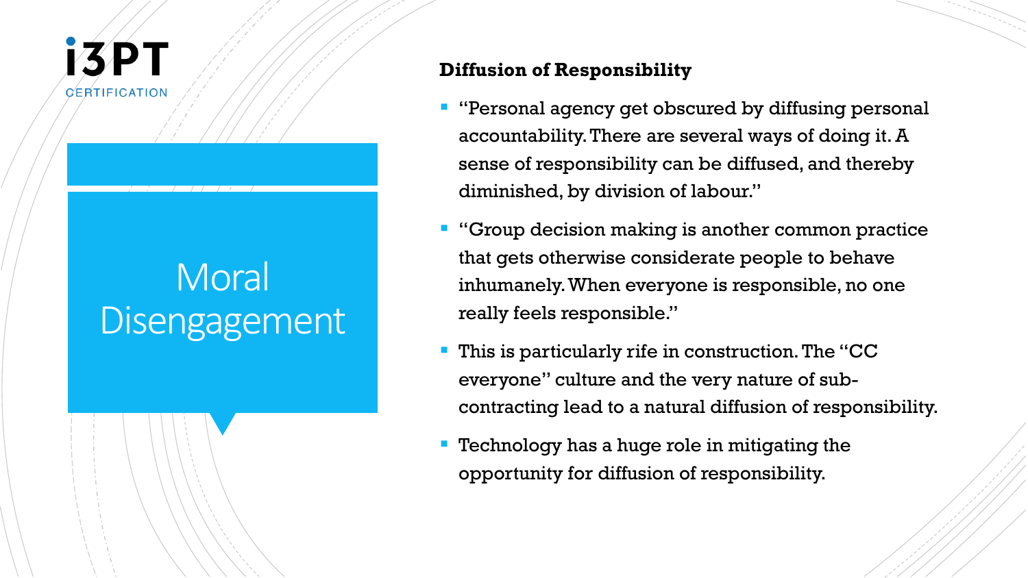# Moral Disengagement

**Diffusion of Responsibility**

- "Personal agency get obscured by diffusing personal accountability. There are several ways of doing it. A sense of responsibility can be diffused, and thereby diminished, by division of labour."
- "Group decision making is another common practice that gets otherwise considerate people to behave inhumanely. When everyone is responsible, no one really feels responsible."
- This is particularly rife in construction. The "CC everyone" culture and the very nature of sub-contracting lead to a natural diffusion of responsibility.
- Technology has a huge role in mitigating the opportunity for diffusion of responsibility.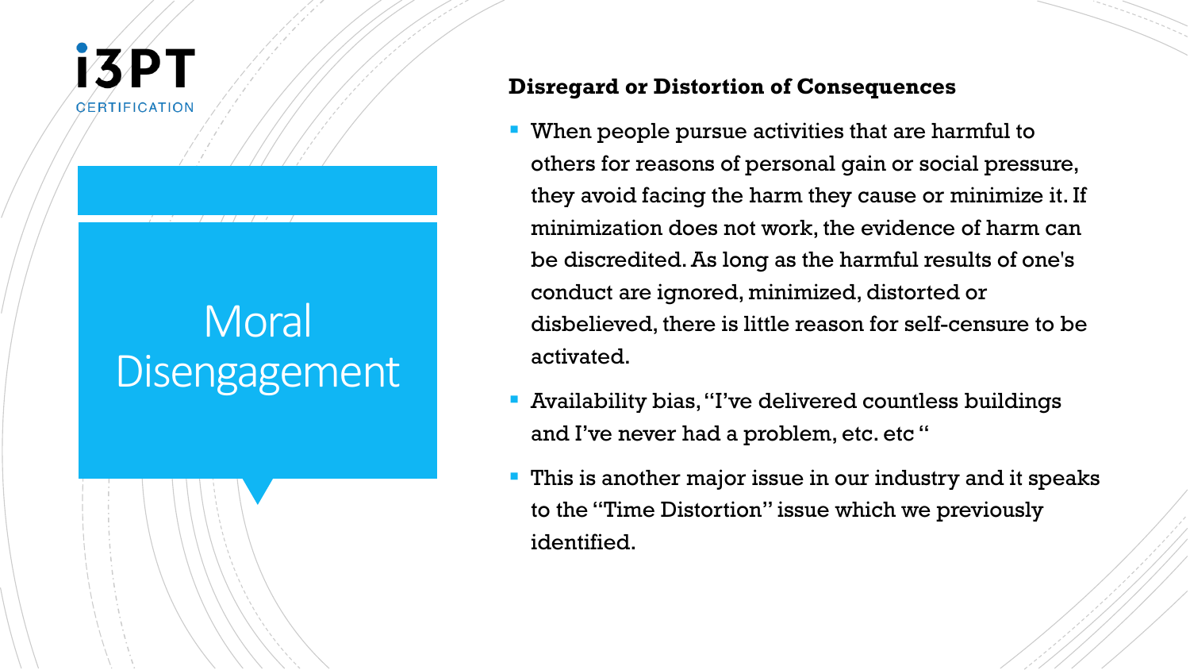# Moral Disengagement

**Disregard or Distortion of Consequences**

- When people pursue activities that are harmful to others for reasons of personal gain or social pressure, they avoid facing the harm they cause or minimize it. If minimization does not work, the evidence of harm can be discredited. As long as the harmful results of one's conduct are ignored, minimized, distorted or disbelieved, there is little reason for self-censure to be activated.
- Availability bias, "I've delivered countless buildings and I've never had a problem, etc. etc "
- This is another major issue in our industry and it speaks to the "Time Distortion" issue which we previously identified.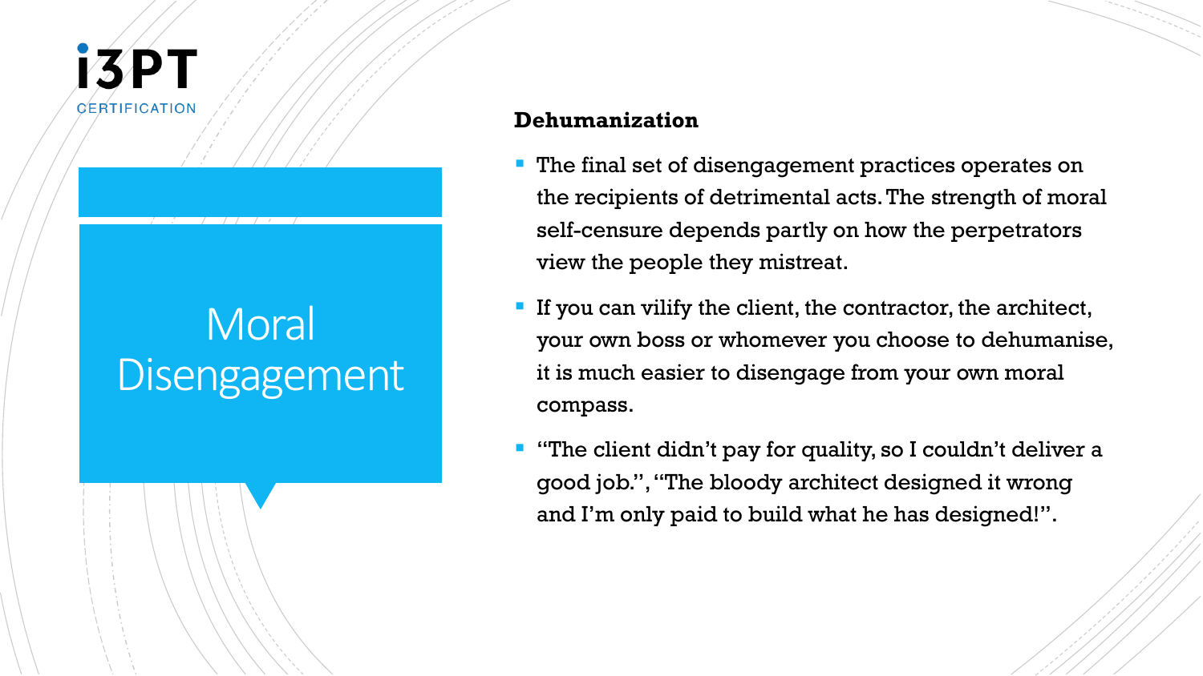# Moral Disengagement

**Dehumanization**

- The final set of disengagement practices operates on the recipients of detrimental acts. The strength of moral self-censure depends partly on how the perpetrators view the people they mistreat.
- If you can vilify the client, the contractor, the architect, your own boss or whomever you choose to dehumanise, it is much easier to disengage from your own moral compass.
- "The client didn't pay for quality, so I couldn't deliver a good job.", "The bloody architect designed it wrong and I'm only paid to build what he has designed!".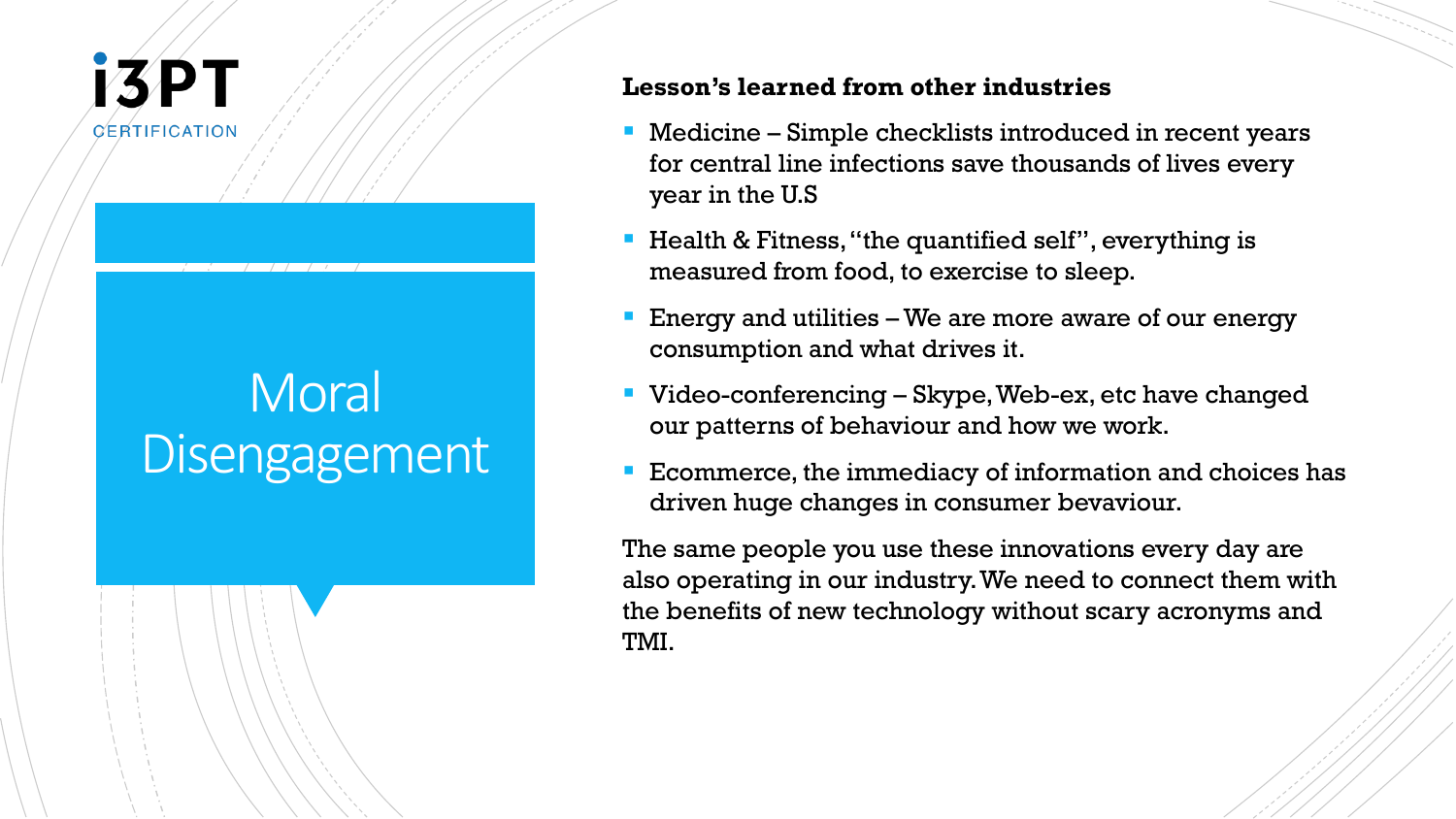# Moral Disengagement

**Lesson's learned from other industries**

- Medicine – Simple checklists introduced in recent years for central line infections save thousands of lives every year in the U.S
- Health & Fitness, "the quantified self", everything is measured from food, to exercise to sleep.
- Energy and utilities – We are more aware of our energy consumption and what drives it.
- Video-conferencing – Skype, Web-ex, etc have changed our patterns of behaviour and how we work.
- Ecommerce, the immediacy of information and choices has driven huge changes in consumer bevaviour.

The same people you use these innovations every day are also operating in our industry. We need to connect them with the benefits of new technology without scary acronyms and TMI.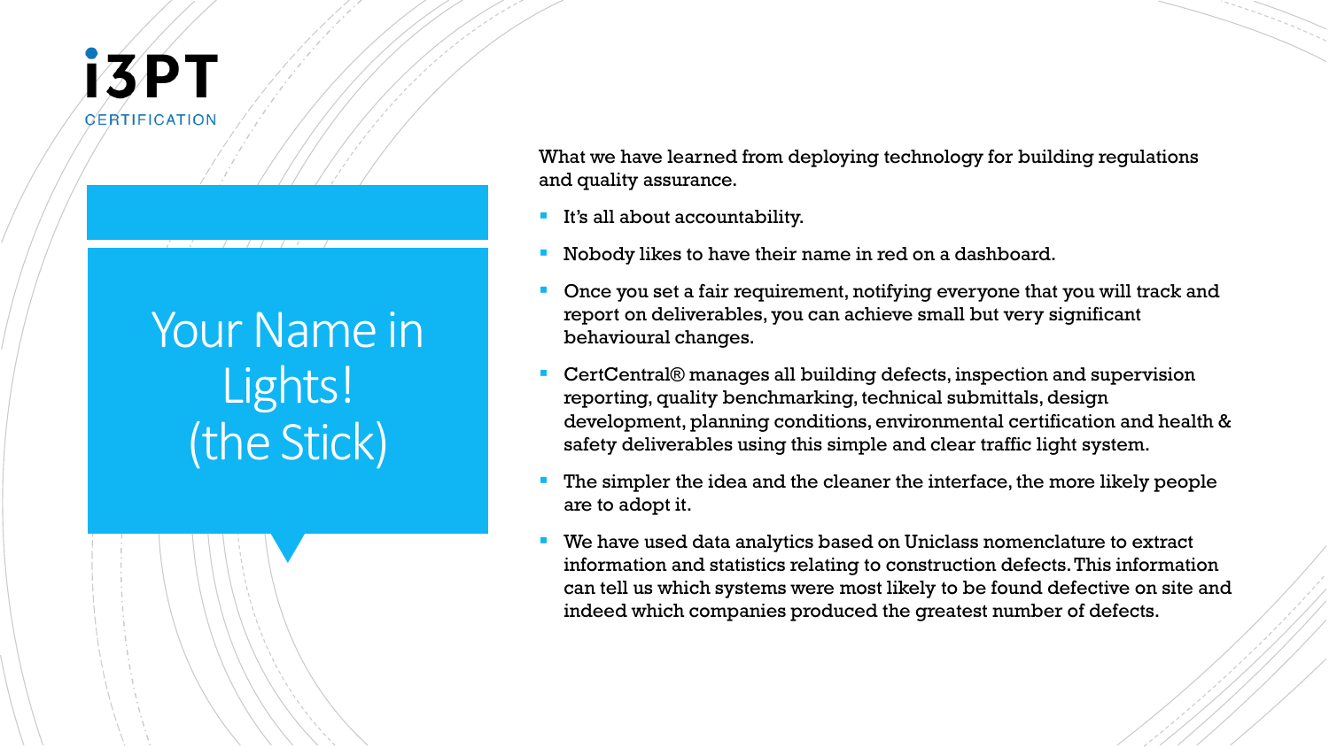**i3PT**
CERTIFICATION

# Your Name in Lights! (the Stick)

What we have learned from deploying technology for building regulations and quality assurance.

- It's all about accountability.
- Nobody likes to have their name in red on a dashboard.
- Once you set a fair requirement, notifying everyone that you will track and report on deliverables, you can achieve small but very significant behavioural changes.
- CertCentral® manages all building defects, inspection and supervision reporting, quality benchmarking, technical submittals, design development, planning conditions, environmental certification and health & safety deliverables using this simple and clear traffic light system.
- The simpler the idea and the cleaner the interface, the more likely people are to adopt it.
- We have used data analytics based on Uniclass nomenclature to extract information and statistics relating to construction defects. This information can tell us which systems were most likely to be found defective on site and indeed which companies produced the greatest number of defects.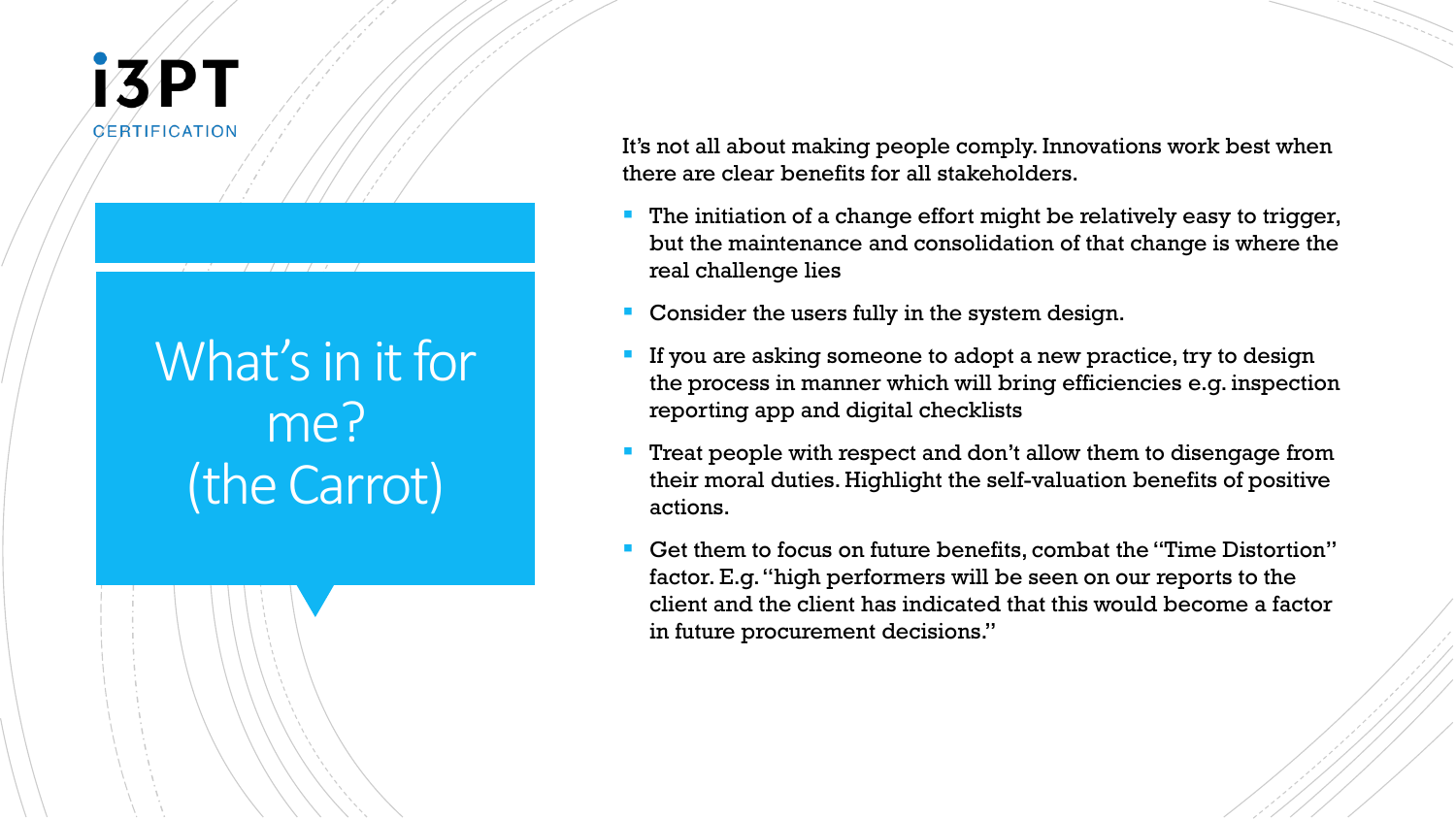# What's in it for me? (the Carrot)

It's not all about making people comply. Innovations work best when there are clear benefits for all stakeholders.

- The initiation of a change effort might be relatively easy to trigger, but the maintenance and consolidation of that change is where the real challenge lies
- Consider the users fully in the system design.
- If you are asking someone to adopt a new practice, try to design the process in manner which will bring efficiencies e.g. inspection reporting app and digital checklists
- Treat people with respect and don't allow them to disengage from their moral duties. Highlight the self-valuation benefits of positive actions.
- Get them to focus on future benefits, combat the "Time Distortion" factor. E.g. "high performers will be seen on our reports to the client and the client has indicated that this would become a factor in future procurement decisions."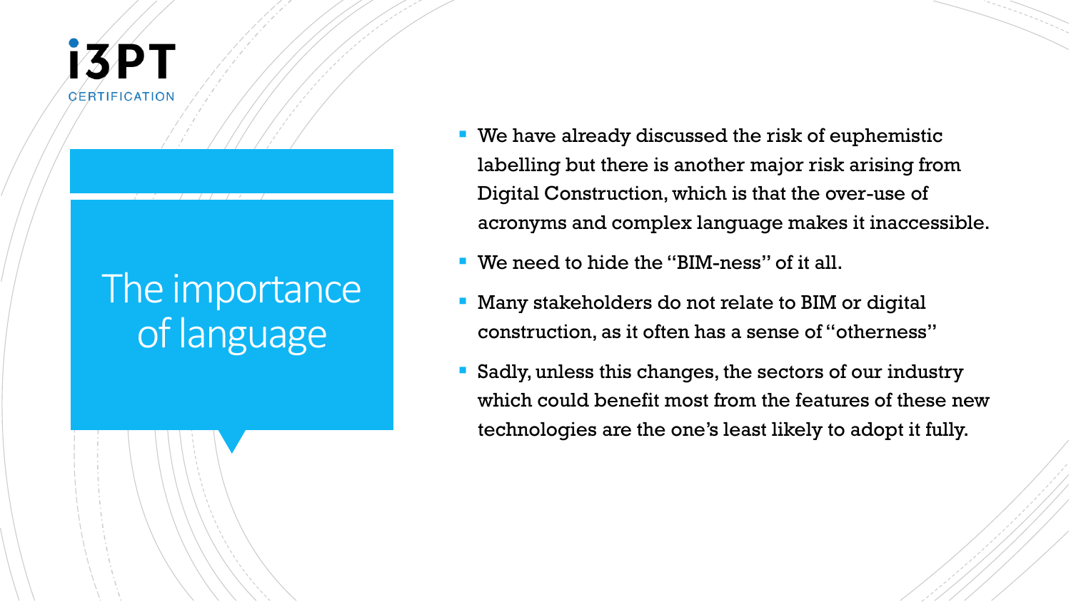# The importance of language

- We have already discussed the risk of euphemistic labelling but there is another major risk arising from Digital Construction, which is that the over-use of acronyms and complex language makes it inaccessible.
- We need to hide the "BIM-ness" of it all.
- Many stakeholders do not relate to BIM or digital construction, as it often has a sense of "otherness"
- Sadly, unless this changes, the sectors of our industry which could benefit most from the features of these new technologies are the one's least likely to adopt it fully.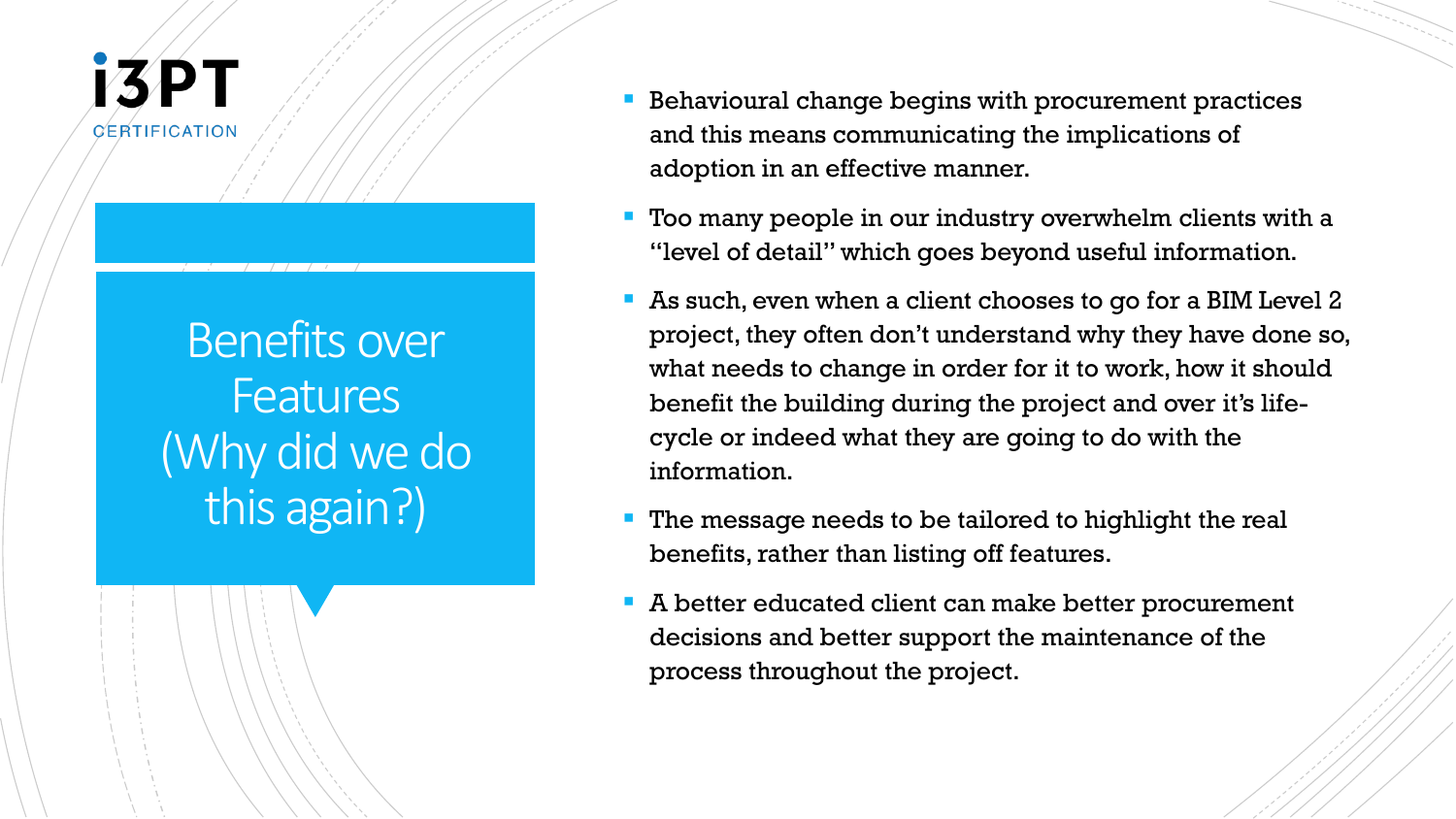# Benefits over Features (Why did we do this again?)

- Behavioural change begins with procurement practices and this means communicating the implications of adoption in an effective manner.
- Too many people in our industry overwhelm clients with a "level of detail" which goes beyond useful information.
- As such, even when a client chooses to go for a BIM Level 2 project, they often don't understand why they have done so, what needs to change in order for it to work, how it should benefit the building during the project and over it's life-cycle or indeed what they are going to do with the information.
- The message needs to be tailored to highlight the real benefits, rather than listing off features.
- A better educated client can make better procurement decisions and better support the maintenance of the process throughout the project.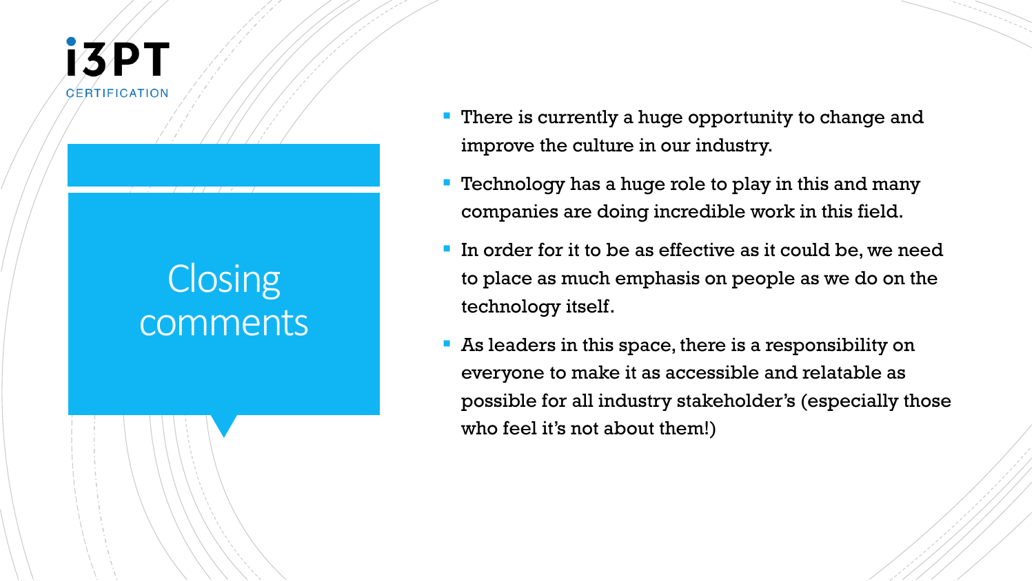i3PT CERTIFICATION

# Closing comments

- There is currently a huge opportunity to change and improve the culture in our industry.
- Technology has a huge role to play in this and many companies are doing incredible work in this field.
- In order for it to be as effective as it could be, we need to place as much emphasis on people as we do on the technology itself.
- As leaders in this space, there is a responsibility on everyone to make it as accessible and relatable as possible for all industry stakeholder's (especially those who feel it's not about them!)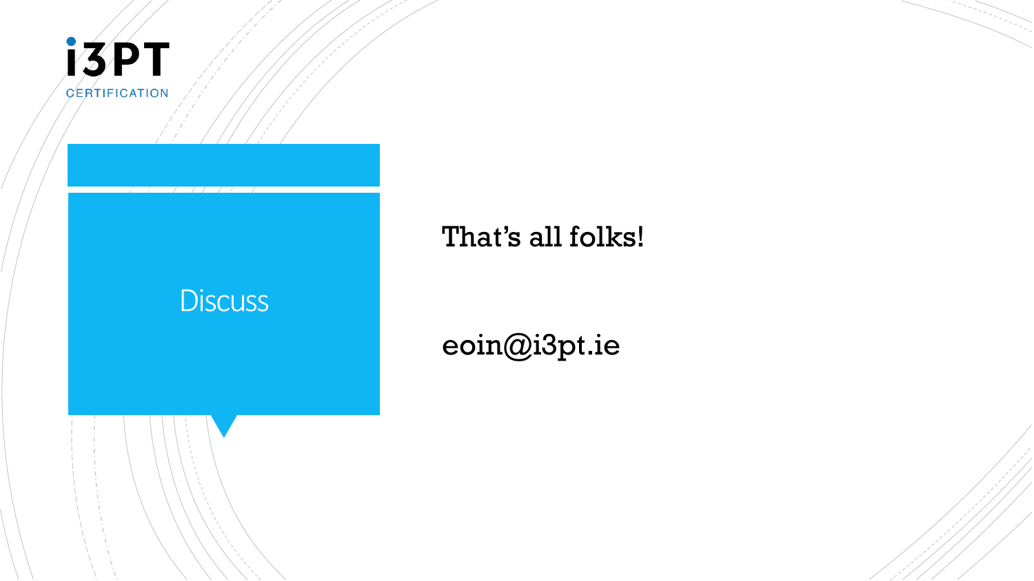i3PT
CERTIFICATION

# Discuss

That’s all folks!

eoin@i3pt.ie